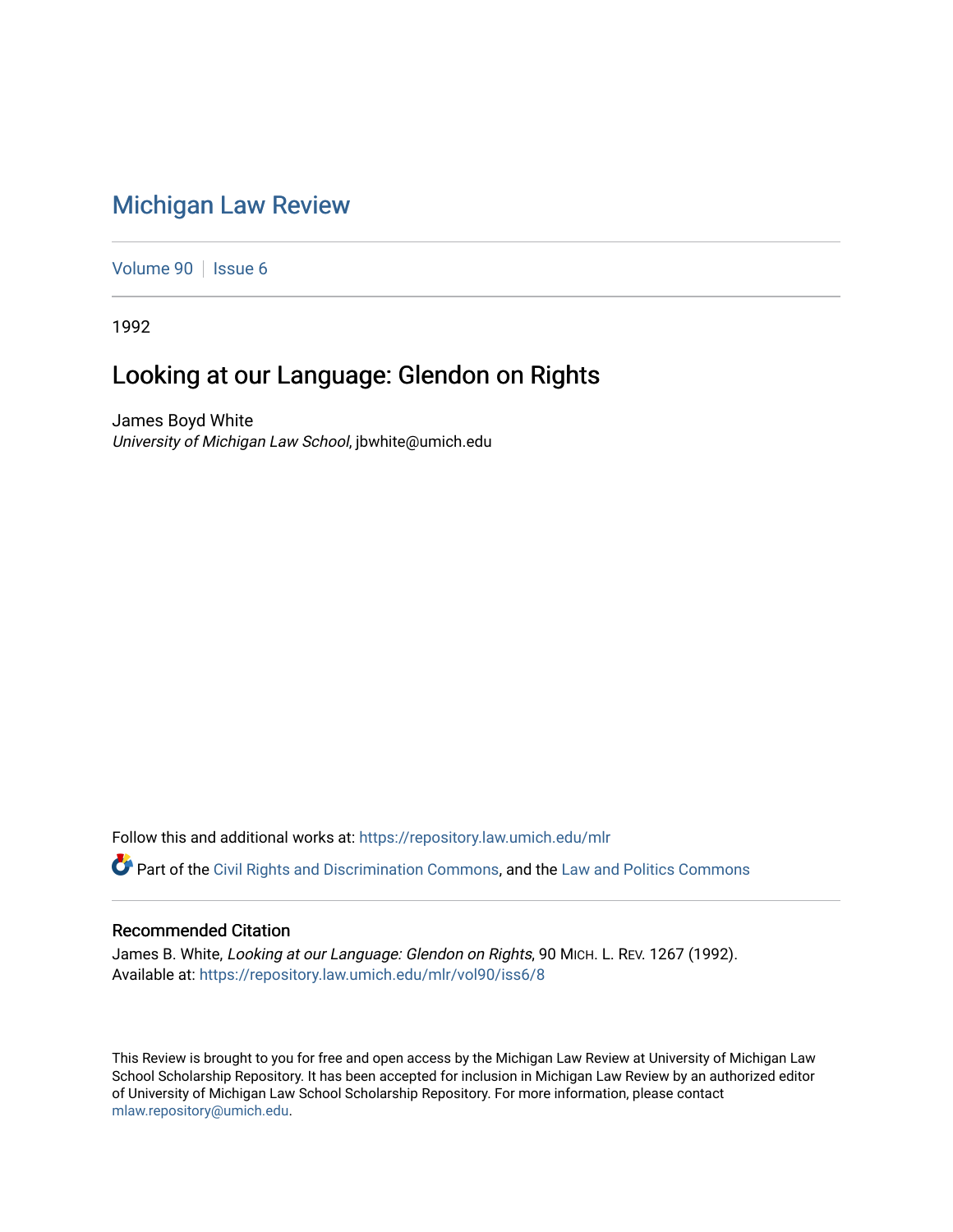# Michigan Law Review

Volume 90 | Issue 6

1992

## Looking at our Language: Glendon on Rights

James Boyd White
*University of Michigan Law School*, jbwhite@umich.edu

Follow this and additional works at: https://repository.law.umich.edu/mlr

Part of the Civil Rights and Discrimination Commons, and the Law and Politics Commons

### Recommended Citation

James B. White, *Looking at our Language: Glendon on Rights*, 90 MICH. L. REV. 1267 (1992).
Available at: https://repository.law.umich.edu/mlr/vol90/iss6/8

This Review is brought to you for free and open access by the Michigan Law Review at University of Michigan Law School Scholarship Repository. It has been accepted for inclusion in Michigan Law Review by an authorized editor of University of Michigan Law School Scholarship Repository. For more information, please contact mlaw.repository@umich.edu.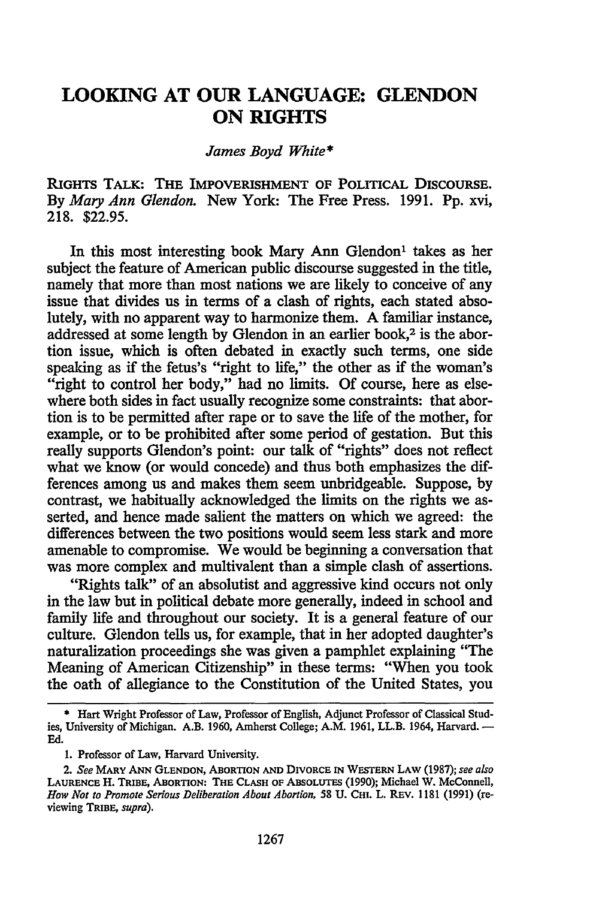# LOOKING AT OUR LANGUAGE: GLENDON ON RIGHTS

*James Boyd White*\*

RIGHTS TALK: THE IMPOVERISHMENT OF POLITICAL DISCOURSE. By *Mary Ann Glendon.* New York: The Free Press. 1991. Pp. xvi, 218. $22.95.

In this most interesting book Mary Ann Glendon[1] takes as her subject the feature of American public discourse suggested in the title, namely that more than most nations we are likely to conceive of any issue that divides us in terms of a clash of rights, each stated absolutely, with no apparent way to harmonize them. A familiar instance, addressed at some length by Glendon in an earlier book,[2] is the abortion issue, which is often debated in exactly such terms, one side speaking as if the fetus's "right to life," the other as if the woman's "right to control her body," had no limits. Of course, here as elsewhere both sides in fact usually recognize some constraints: that abortion is to be permitted after rape or to save the life of the mother, for example, or to be prohibited after some period of gestation. But this really supports Glendon's point: our talk of "rights" does not reflect what we know (or would concede) and thus both emphasizes the differences among us and makes them seem unbridgeable. Suppose, by contrast, we habitually acknowledged the limits on the rights we asserted, and hence made salient the matters on which we agreed: the differences between the two positions would seem less stark and more amenable to compromise. We would be beginning a conversation that was more complex and multivalent than a simple clash of assertions.

"Rights talk" of an absolutist and aggressive kind occurs not only in the law but in political debate more generally, indeed in school and family life and throughout our society. It is a general feature of our culture. Glendon tells us, for example, that in her adopted daughter's naturalization proceedings she was given a pamphlet explaining "The Meaning of American Citizenship" in these terms: "When you took the oath of allegiance to the Constitution of the United States, you

---

\* Hart Wright Professor of Law, Professor of English, Adjunct Professor of Classical Studies, University of Michigan. A.B. 1960, Amherst College; A.M. 1961, LL.B. 1964, Harvard. — Ed.

1. Professor of Law, Harvard University.

2. *See* MARY ANN GLENDON, ABORTION AND DIVORCE IN WESTERN LAW (1987); *see also* LAURENCE H. TRIBE, ABORTION: THE CLASH OF ABSOLUTES (1990); Michael W. McConnell, *How Not to Promote Serious Deliberation About Abortion,* 58 U. CHI. L. REV. 1181 (1991) (reviewing TRIBE, *supra*).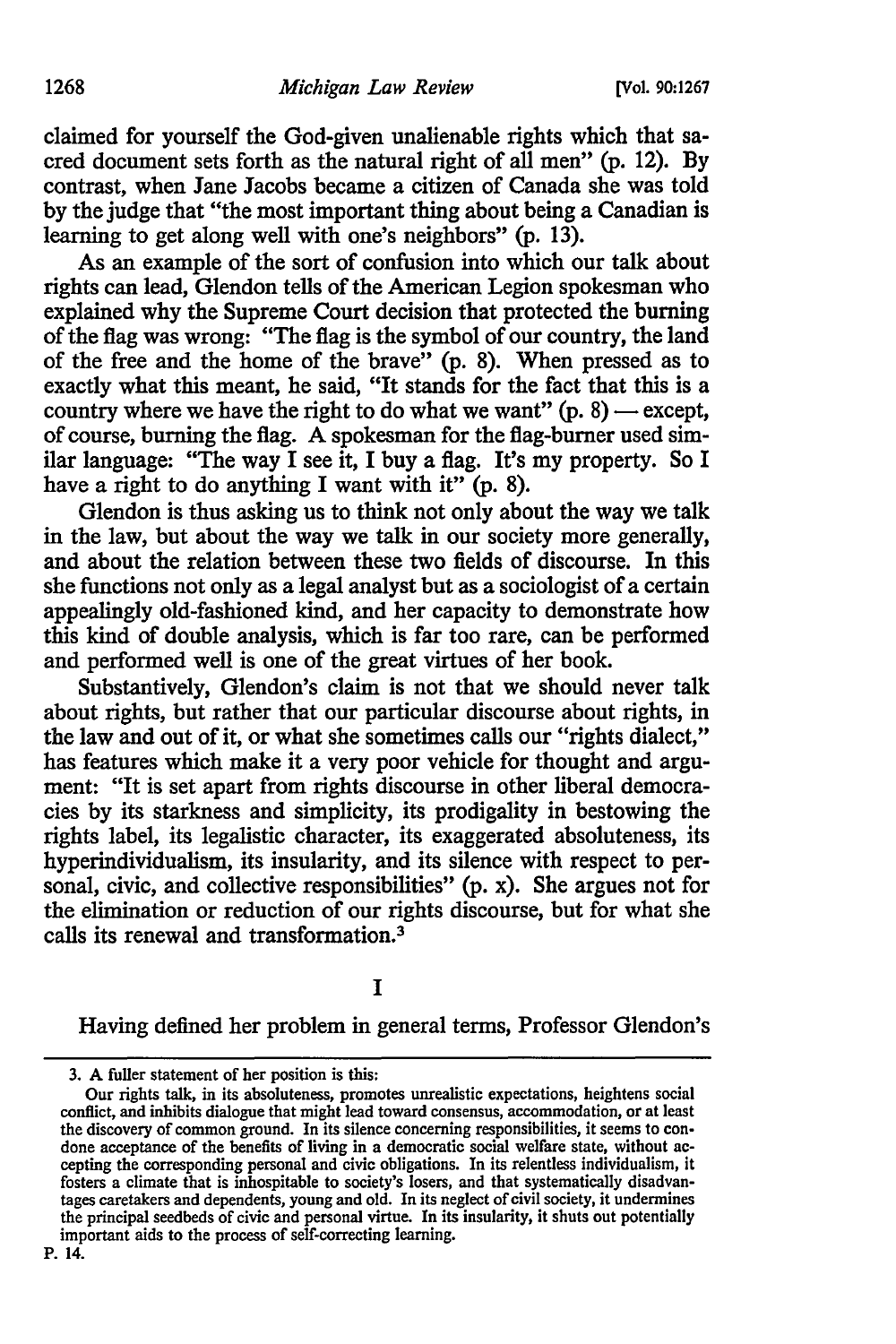claimed for yourself the God-given unalienable rights which that sacred document sets forth as the natural right of all men" (p. 12). By contrast, when Jane Jacobs became a citizen of Canada she was told by the judge that "the most important thing about being a Canadian is learning to get along well with one's neighbors" (p. 13).

As an example of the sort of confusion into which our talk about rights can lead, Glendon tells of the American Legion spokesman who explained why the Supreme Court decision that protected the burning of the flag was wrong: "The flag is the symbol of our country, the land of the free and the home of the brave" (p. 8). When pressed as to exactly what this meant, he said, "It stands for the fact that this is a country where we have the right to do what we want" (p. 8) — except, of course, burning the flag. A spokesman for the flag-burner used similar language: "The way I see it, I buy a flag. It's my property. So I have a right to do anything I want with it" (p. 8).

Glendon is thus asking us to think not only about the way we talk in the law, but about the way we talk in our society more generally, and about the relation between these two fields of discourse. In this she functions not only as a legal analyst but as a sociologist of a certain appealingly old-fashioned kind, and her capacity to demonstrate how this kind of double analysis, which is far too rare, can be performed and performed well is one of the great virtues of her book.

Substantively, Glendon's claim is not that we should never talk about rights, but rather that our particular discourse about rights, in the law and out of it, or what she sometimes calls our "rights dialect," has features which make it a very poor vehicle for thought and argument: "It is set apart from rights discourse in other liberal democracies by its starkness and simplicity, its prodigality in bestowing the rights label, its legalistic character, its exaggerated absoluteness, its hyperindividualism, its insularity, and its silence with respect to personal, civic, and collective responsibilities" (p. x). She argues not for the elimination or reduction of our rights discourse, but for what she calls its renewal and transformation.[3]

# I

Having defined her problem in general terms, Professor Glendon's

---

3. A fuller statement of her position is this:

> Our rights talk, in its absoluteness, promotes unrealistic expectations, heightens social conflict, and inhibits dialogue that might lead toward consensus, accommodation, or at least the discovery of common ground. In its silence concerning responsibilities, it seems to condone acceptance of the benefits of living in a democratic social welfare state, without accepting the corresponding personal and civic obligations. In its relentless individualism, it fosters a climate that is inhospitable to society's losers, and that systematically disadvantages caretakers and dependents, young and old. In its neglect of civil society, it undermines the principal seedbeds of civic and personal virtue. In its insularity, it shuts out potentially important aids to the process of self-correcting learning.

P. 14.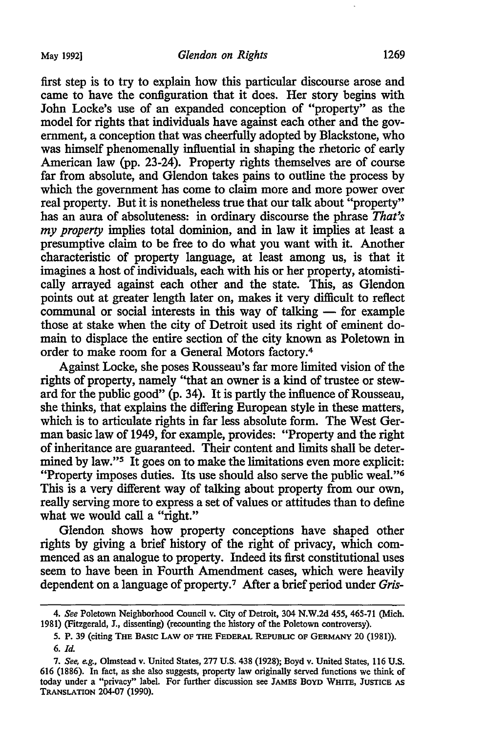first step is to try to explain how this particular discourse arose and came to have the configuration that it does. Her story begins with John Locke's use of an expanded conception of "property" as the model for rights that individuals have against each other and the government, a conception that was cheerfully adopted by Blackstone, who was himself phenomenally influential in shaping the rhetoric of early American law (pp. 23-24). Property rights themselves are of course far from absolute, and Glendon takes pains to outline the process by which the government has come to claim more and more power over real property. But it is nonetheless true that our talk about "property" has an aura of absoluteness: in ordinary discourse the phrase *That's my property* implies total dominion, and in law it implies at least a presumptive claim to be free to do what you want with it. Another characteristic of property language, at least among us, is that it imagines a host of individuals, each with his or her property, atomistically arrayed against each other and the state. This, as Glendon points out at greater length later on, makes it very difficult to reflect communal or social interests in this way of talking — for example those at stake when the city of Detroit used its right of eminent domain to displace the entire section of the city known as Poletown in order to make room for a General Motors factory.[4]

Against Locke, she poses Rousseau's far more limited vision of the rights of property, namely "that an owner is a kind of trustee or steward for the public good" (p. 34). It is partly the influence of Rousseau, she thinks, that explains the differing European style in these matters, which is to articulate rights in far less absolute form. The West German basic law of 1949, for example, provides: "Property and the right of inheritance are guaranteed. Their content and limits shall be determined by law."[5] It goes on to make the limitations even more explicit: "Property imposes duties. Its use should also serve the public weal."[6] This is a very different way of talking about property from our own, really serving more to express a set of values or attitudes than to define what we would call a "right."

Glendon shows how property conceptions have shaped other rights by giving a brief history of the right of privacy, which commenced as an analogue to property. Indeed its first constitutional uses seem to have been in Fourth Amendment cases, which were heavily dependent on a language of property.[7] After a brief period under *Gris-*

---

4. *See* Poletown Neighborhood Council v. City of Detroit, 304 N.W.2d 455, 465-71 (Mich. 1981) (Fitzgerald, J., dissenting) (recounting the history of the Poletown controversy).

5. P. 39 (citing THE BASIC LAW OF THE FEDERAL REPUBLIC OF GERMANY 20 (1981)).

6. *Id.*

7. *See, e.g.,* Olmstead v. United States, 277 U.S. 438 (1928); Boyd v. United States, 116 U.S. 616 (1886). In fact, as she also suggests, property law originally served functions we think of today under a "privacy" label. For further discussion see JAMES BOYD WHITE, JUSTICE AS TRANSLATION 204-07 (1990).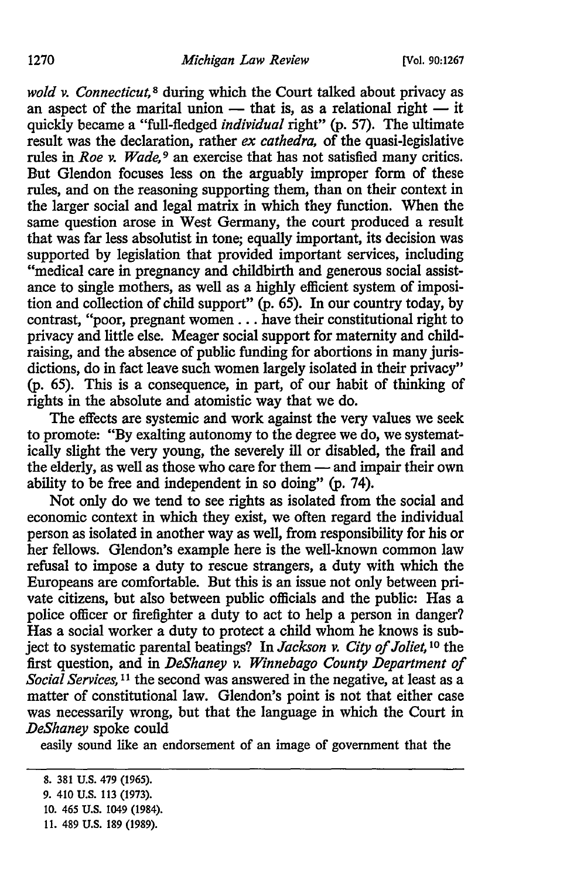*wold v. Connecticut,*[8] during which the Court talked about privacy as an aspect of the marital union — that is, as a relational right — it quickly became a "full-fledged *individual* right" (p. 57). The ultimate result was the declaration, rather *ex cathedra,* of the quasi-legislative rules in *Roe v. Wade,*[9] an exercise that has not satisfied many critics. But Glendon focuses less on the arguably improper form of these rules, and on the reasoning supporting them, than on their context in the larger social and legal matrix in which they function. When the same question arose in West Germany, the court produced a result that was far less absolutist in tone; equally important, its decision was supported by legislation that provided important services, including "medical care in pregnancy and childbirth and generous social assistance to single mothers, as well as a highly efficient system of imposition and collection of child support" (p. 65). In our country today, by contrast, "poor, pregnant women . . . have their constitutional right to privacy and little else. Meager social support for maternity and child-raising, and the absence of public funding for abortions in many jurisdictions, do in fact leave such women largely isolated in their privacy" (p. 65). This is a consequence, in part, of our habit of thinking of rights in the absolute and atomistic way that we do.

The effects are systemic and work against the very values we seek to promote: "By exalting autonomy to the degree we do, we systematically slight the very young, the severely ill or disabled, the frail and the elderly, as well as those who care for them — and impair their own ability to be free and independent in so doing" (p. 74).

Not only do we tend to see rights as isolated from the social and economic context in which they exist, we often regard the individual person as isolated in another way as well, from responsibility for his or her fellows. Glendon's example here is the well-known common law refusal to impose a duty to rescue strangers, a duty with which the Europeans are comfortable. But this is an issue not only between private citizens, but also between public officials and the public: Has a police officer or firefighter a duty to act to help a person in danger? Has a social worker a duty to protect a child whom he knows is subject to systematic parental beatings? In *Jackson v. City of Joliet,*[10] the first question, and in *DeShaney v. Winnebago County Department of Social Services,*[11] the second was answered in the negative, at least as a matter of constitutional law. Glendon's point is not that either case was necessarily wrong, but that the language in which the Court in *DeShaney* spoke could

easily sound like an endorsement of an image of government that the

8. 381 U.S. 479 (1965).

9. 410 U.S. 113 (1973).

10. 465 U.S. 1049 (1984).

11. 489 U.S. 189 (1989).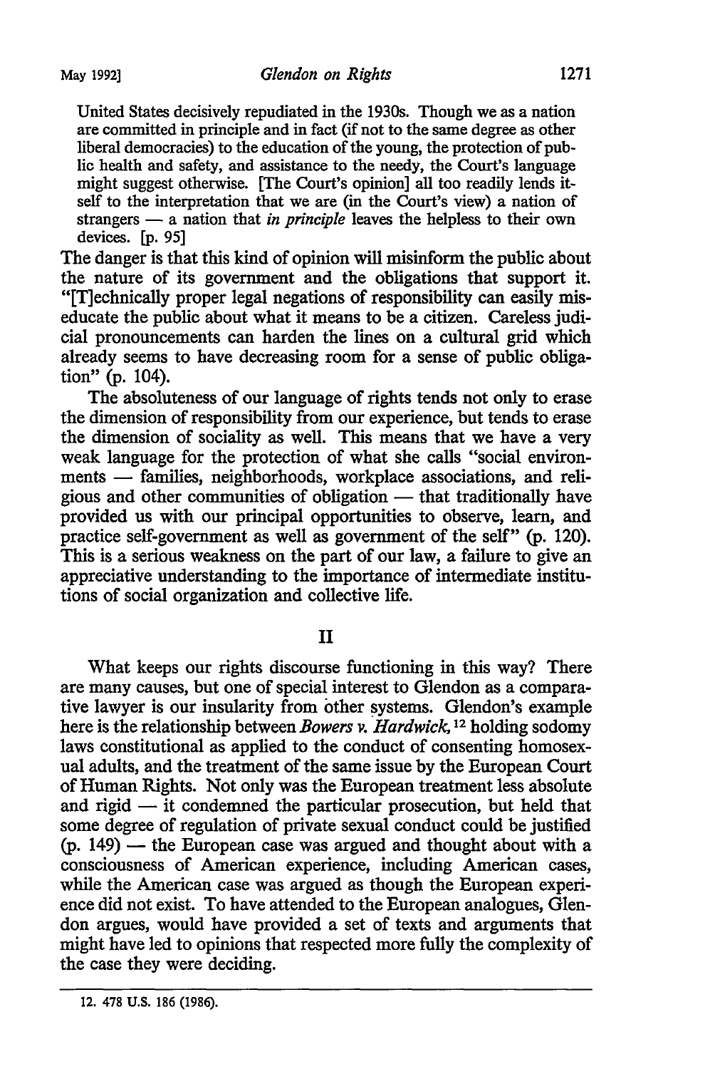> United States decisively repudiated in the 1930s. Though we as a nation are committed in principle and in fact (if not to the same degree as other liberal democracies) to the education of the young, the protection of public health and safety, and assistance to the needy, the Court's language might suggest otherwise. [The Court's opinion] all too readily lends itself to the interpretation that we are (in the Court's view) a nation of strangers — a nation that *in principle* leaves the helpless to their own devices. [p. 95]

The danger is that this kind of opinion will misinform the public about the nature of its government and the obligations that support it. "[T]echnically proper legal negations of responsibility can easily miseducate the public about what it means to be a citizen. Careless judicial pronouncements can harden the lines on a cultural grid which already seems to have decreasing room for a sense of public obligation" (p. 104).

The absoluteness of our language of rights tends not only to erase the dimension of responsibility from our experience, but tends to erase the dimension of sociality as well. This means that we have a very weak language for the protection of what she calls "social environments — families, neighborhoods, workplace associations, and religious and other communities of obligation — that traditionally have provided us with our principal opportunities to observe, learn, and practice self-government as well as government of the self" (p. 120). This is a serious weakness on the part of our law, a failure to give an appreciative understanding to the importance of intermediate institutions of social organization and collective life.

## II

What keeps our rights discourse functioning in this way? There are many causes, but one of special interest to Glendon as a comparative lawyer is our insularity from other systems. Glendon's example here is the relationship between *Bowers v. Hardwick*,[12] holding sodomy laws constitutional as applied to the conduct of consenting homosexual adults, and the treatment of the same issue by the European Court of Human Rights. Not only was the European treatment less absolute and rigid — it condemned the particular prosecution, but held that some degree of regulation of private sexual conduct could be justified (p. 149) — the European case was argued and thought about with a consciousness of American experience, including American cases, while the American case was argued as though the European experience did not exist. To have attended to the European analogues, Glendon argues, would have provided a set of texts and arguments that might have led to opinions that respected more fully the complexity of the case they were deciding.

12. 478 U.S. 186 (1986).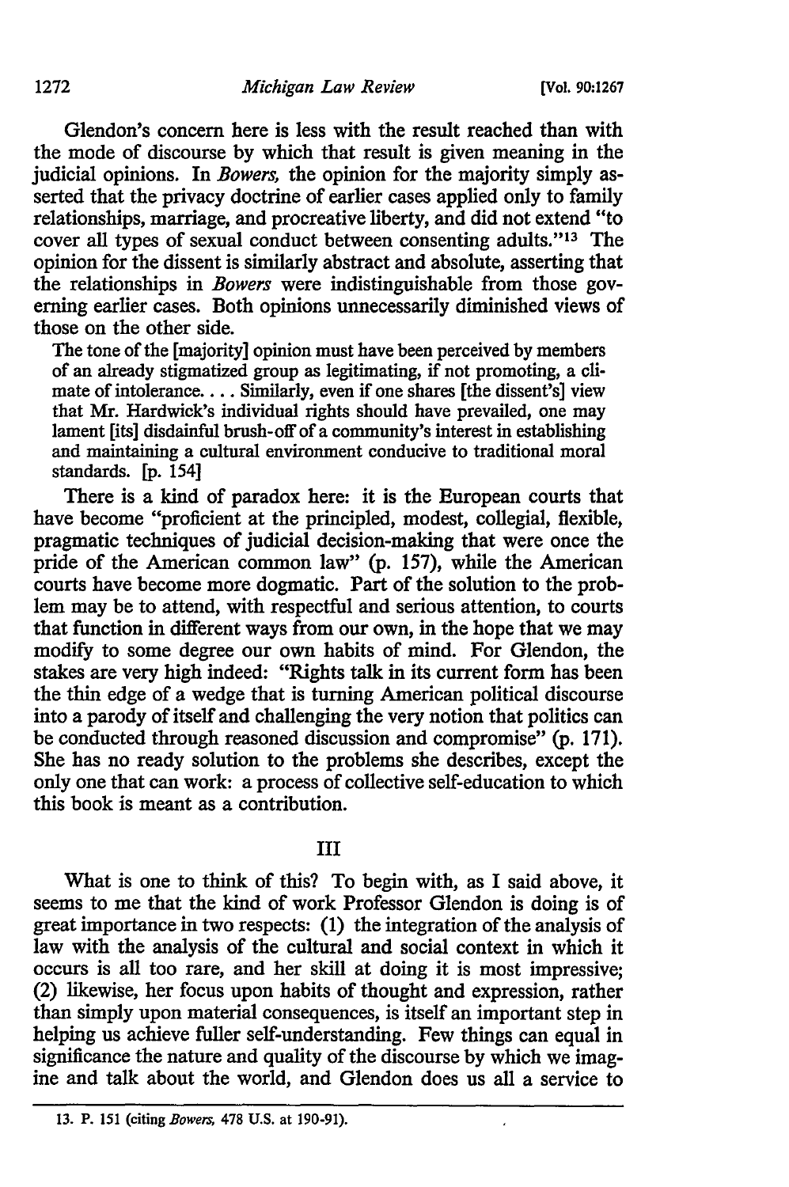Glendon's concern here is less with the result reached than with the mode of discourse by which that result is given meaning in the judicial opinions. In *Bowers*, the opinion for the majority simply asserted that the privacy doctrine of earlier cases applied only to family relationships, marriage, and procreative liberty, and did not extend "to cover all types of sexual conduct between consenting adults."[13] The opinion for the dissent is similarly abstract and absolute, asserting that the relationships in *Bowers* were indistinguishable from those governing earlier cases. Both opinions unnecessarily diminished views of those on the other side.

> The tone of the [majority] opinion must have been perceived by members of an already stigmatized group as legitimating, if not promoting, a climate of intolerance. . . . Similarly, even if one shares [the dissent's] view that Mr. Hardwick's individual rights should have prevailed, one may lament [its] disdainful brush-off of a community's interest in establishing and maintaining a cultural environment conducive to traditional moral standards. [p. 154]

There is a kind of paradox here: it is the European courts that have become "proficient at the principled, modest, collegial, flexible, pragmatic techniques of judicial decision-making that were once the pride of the American common law" (p. 157), while the American courts have become more dogmatic. Part of the solution to the problem may be to attend, with respectful and serious attention, to courts that function in different ways from our own, in the hope that we may modify to some degree our own habits of mind. For Glendon, the stakes are very high indeed: "Rights talk in its current form has been the thin edge of a wedge that is turning American political discourse into a parody of itself and challenging the very notion that politics can be conducted through reasoned discussion and compromise" (p. 171). She has no ready solution to the problems she describes, except the only one that can work: a process of collective self-education to which this book is meant as a contribution.

## III

What is one to think of this? To begin with, as I said above, it seems to me that the kind of work Professor Glendon is doing is of great importance in two respects: (1) the integration of the analysis of law with the analysis of the cultural and social context in which it occurs is all too rare, and her skill at doing it is most impressive; (2) likewise, her focus upon habits of thought and expression, rather than simply upon material consequences, is itself an important step in helping us achieve fuller self-understanding. Few things can equal in significance the nature and quality of the discourse by which we imagine and talk about the world, and Glendon does us all a service to

---

13. P. 151 (citing *Bowers*, 478 U.S. at 190-91).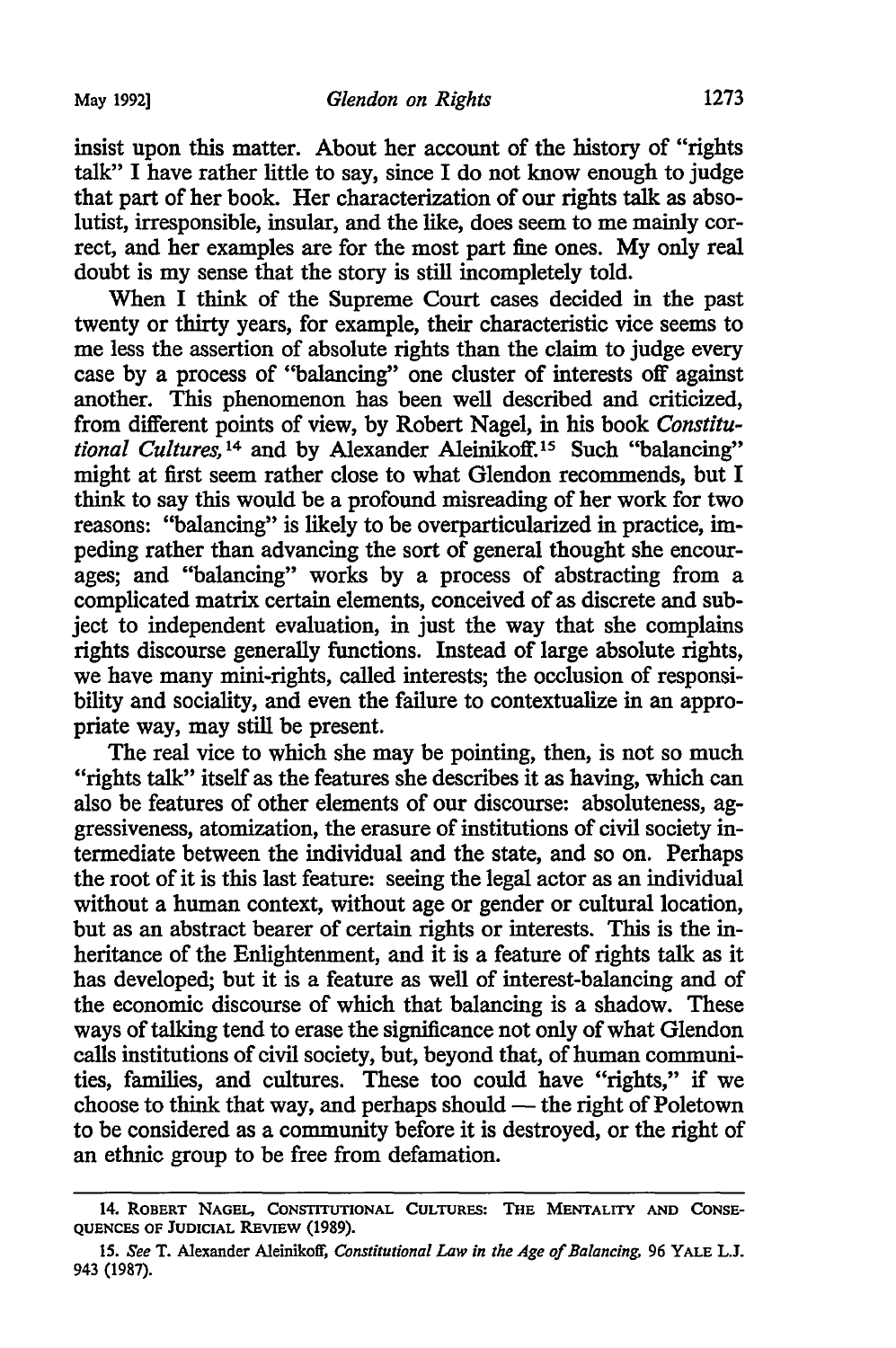insist upon this matter. About her account of the history of "rights talk" I have rather little to say, since I do not know enough to judge that part of her book. Her characterization of our rights talk as absolutist, irresponsible, insular, and the like, does seem to me mainly correct, and her examples are for the most part fine ones. My only real doubt is my sense that the story is still incompletely told.

When I think of the Supreme Court cases decided in the past twenty or thirty years, for example, their characteristic vice seems to me less the assertion of absolute rights than the claim to judge every case by a process of "balancing" one cluster of interests off against another. This phenomenon has been well described and criticized, from different points of view, by Robert Nagel, in his book *Constitutional Cultures,*[14] and by Alexander Aleinikoff.[15] Such "balancing" might at first seem rather close to what Glendon recommends, but I think to say this would be a profound misreading of her work for two reasons: "balancing" is likely to be overparticularized in practice, impeding rather than advancing the sort of general thought she encourages; and "balancing" works by a process of abstracting from a complicated matrix certain elements, conceived of as discrete and subject to independent evaluation, in just the way that she complains rights discourse generally functions. Instead of large absolute rights, we have many mini-rights, called interests; the occlusion of responsibility and sociality, and even the failure to contextualize in an appropriate way, may still be present.

The real vice to which she may be pointing, then, is not so much "rights talk" itself as the features she describes it as having, which can also be features of other elements of our discourse: absoluteness, aggressiveness, atomization, the erasure of institutions of civil society intermediate between the individual and the state, and so on. Perhaps the root of it is this last feature: seeing the legal actor as an individual without a human context, without age or gender or cultural location, but as an abstract bearer of certain rights or interests. This is the inheritance of the Enlightenment, and it is a feature of rights talk as it has developed; but it is a feature as well of interest-balancing and of the economic discourse of which that balancing is a shadow. These ways of talking tend to erase the significance not only of what Glendon calls institutions of civil society, but, beyond that, of human communities, families, and cultures. These too could have "rights," if we choose to think that way, and perhaps should — the right of Poletown to be considered as a community before it is destroyed, or the right of an ethnic group to be free from defamation.

---

14. ROBERT NAGEL, CONSTITUTIONAL CULTURES: THE MENTALITY AND CONSEQUENCES OF JUDICIAL REVIEW (1989).

15. *See* T. Alexander Aleinikoff, *Constitutional Law in the Age of Balancing,* 96 YALE L.J. 943 (1987).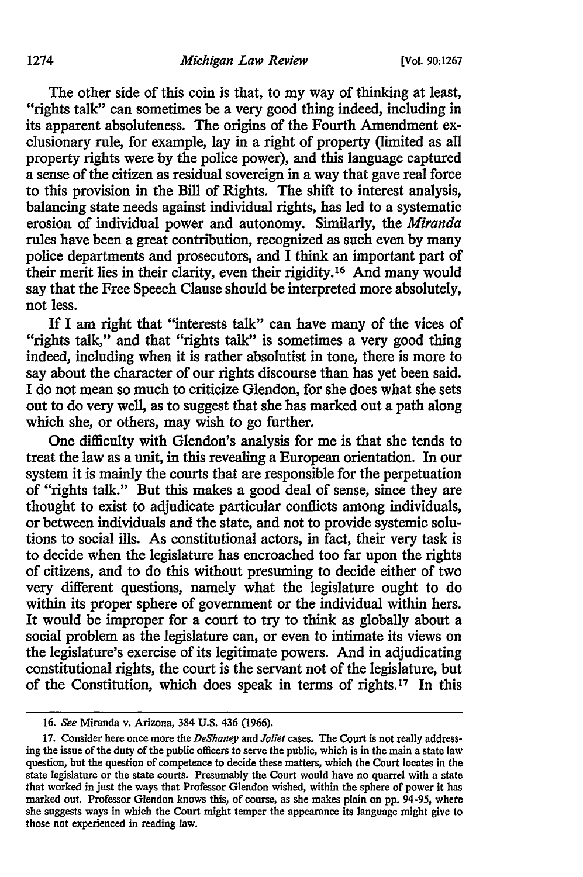The other side of this coin is that, to my way of thinking at least, "rights talk" can sometimes be a very good thing indeed, including in its apparent absoluteness. The origins of the Fourth Amendment exclusionary rule, for example, lay in a right of property (limited as all property rights were by the police power), and this language captured a sense of the citizen as residual sovereign in a way that gave real force to this provision in the Bill of Rights. The shift to interest analysis, balancing state needs against individual rights, has led to a systematic erosion of individual power and autonomy. Similarly, the *Miranda* rules have been a great contribution, recognized as such even by many police departments and prosecutors, and I think an important part of their merit lies in their clarity, even their rigidity.[16] And many would say that the Free Speech Clause should be interpreted more absolutely, not less.

If I am right that "interests talk" can have many of the vices of "rights talk," and that "rights talk" is sometimes a very good thing indeed, including when it is rather absolutist in tone, there is more to say about the character of our rights discourse than has yet been said. I do not mean so much to criticize Glendon, for she does what she sets out to do very well, as to suggest that she has marked out a path along which she, or others, may wish to go further.

One difficulty with Glendon's analysis for me is that she tends to treat the law as a unit, in this revealing a European orientation. In our system it is mainly the courts that are responsible for the perpetuation of "rights talk." But this makes a good deal of sense, since they are thought to exist to adjudicate particular conflicts among individuals, or between individuals and the state, and not to provide systemic solutions to social ills. As constitutional actors, in fact, their very task is to decide when the legislature has encroached too far upon the rights of citizens, and to do this without presuming to decide either of two very different questions, namely what the legislature ought to do within its proper sphere of government or the individual within hers. It would be improper for a court to try to think as globally about a social problem as the legislature can, or even to intimate its views on the legislature's exercise of its legitimate powers. And in adjudicating constitutional rights, the court is the servant not of the legislature, but of the Constitution, which does speak in terms of rights.[17] In this

---

16. *See* Miranda v. Arizona, 384 U.S. 436 (1966).

17. Consider here once more the *DeShaney* and *Joliet* cases. The Court is not really addressing the issue of the duty of the public officers to serve the public, which is in the main a state law question, but the question of competence to decide these matters, which the Court locates in the state legislature or the state courts. Presumably the Court would have no quarrel with a state that worked in just the ways that Professor Glendon wished, within the sphere of power it has marked out. Professor Glendon knows this, of course, as she makes plain on pp. 94-95, where she suggests ways in which the Court might temper the appearance its language might give to those not experienced in reading law.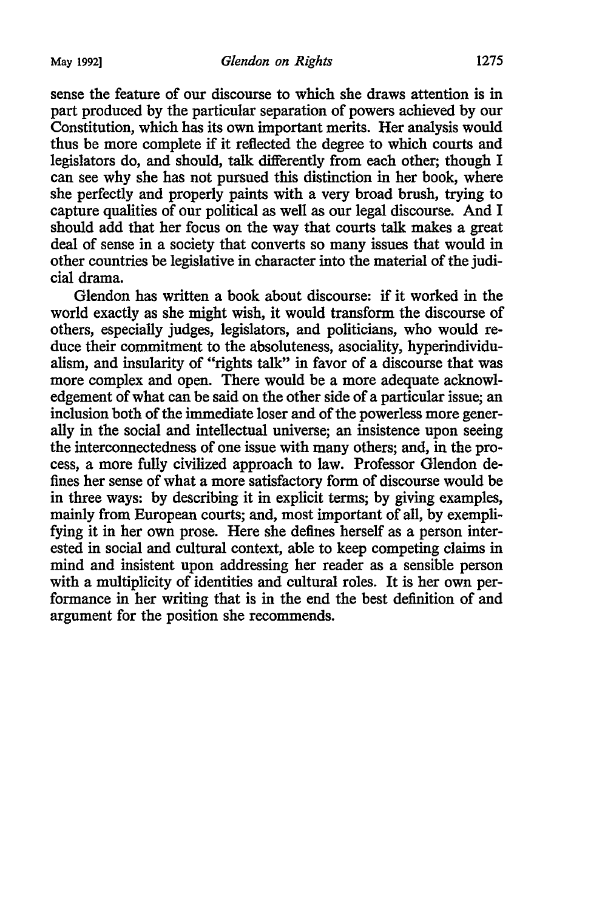sense the feature of our discourse to which she draws attention is in part produced by the particular separation of powers achieved by our Constitution, which has its own important merits. Her analysis would thus be more complete if it reflected the degree to which courts and legislators do, and should, talk differently from each other; though I can see why she has not pursued this distinction in her book, where she perfectly and properly paints with a very broad brush, trying to capture qualities of our political as well as our legal discourse. And I should add that her focus on the way that courts talk makes a great deal of sense in a society that converts so many issues that would in other countries be legislative in character into the material of the judicial drama.

Glendon has written a book about discourse: if it worked in the world exactly as she might wish, it would transform the discourse of others, especially judges, legislators, and politicians, who would reduce their commitment to the absoluteness, asociality, hyperindividualism, and insularity of "rights talk" in favor of a discourse that was more complex and open. There would be a more adequate acknowledgement of what can be said on the other side of a particular issue; an inclusion both of the immediate loser and of the powerless more generally in the social and intellectual universe; an insistence upon seeing the interconnectedness of one issue with many others; and, in the process, a more fully civilized approach to law. Professor Glendon defines her sense of what a more satisfactory form of discourse would be in three ways: by describing it in explicit terms; by giving examples, mainly from European courts; and, most important of all, by exemplifying it in her own prose. Here she defines herself as a person interested in social and cultural context, able to keep competing claims in mind and insistent upon addressing her reader as a sensible person with a multiplicity of identities and cultural roles. It is her own performance in her writing that is in the end the best definition of and argument for the position she recommends.